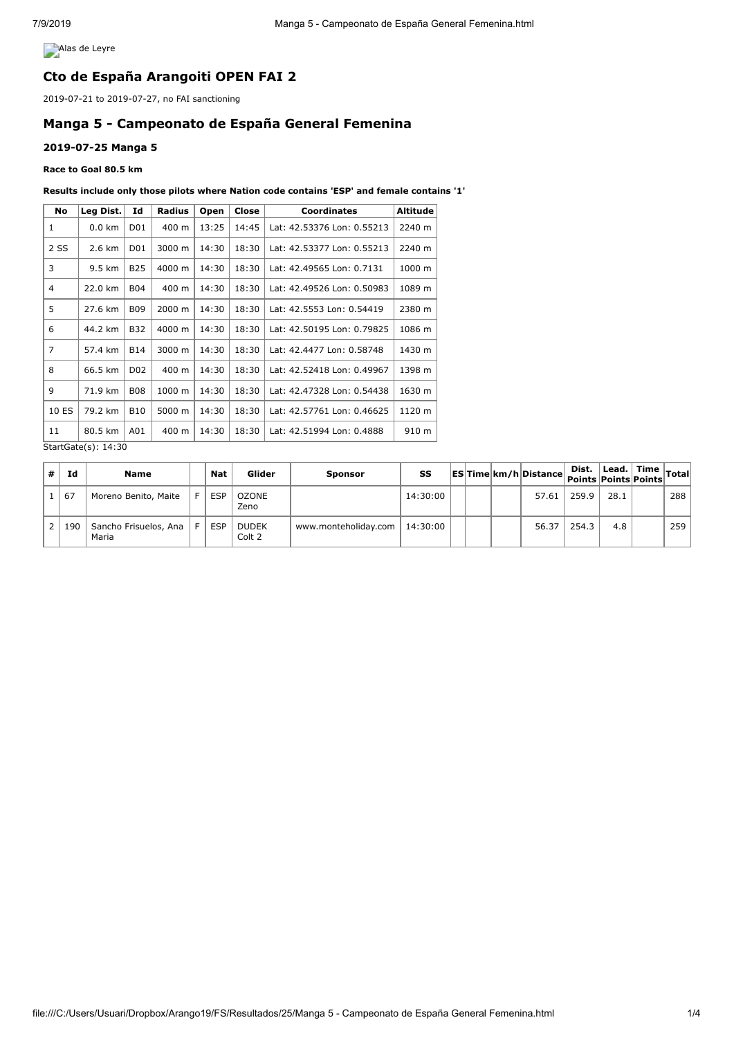Alas de Leyre

## Cto de España Arangoiti OPEN FAI 2

2019-07-21 to 2019-07-27, no FAI sanctioning

## Manga 5 - Campeonato de España General Femenina

### 2019-07-25 Manga 5

**Race to Goal 80.5 km**

**Results include only those pilots where Nation code contains 'ESP' and female contains '1'**

| No | Leg Dist. | Id | Radius | Open | Close | Coordinates | Altitude |
|---|---|---|---|---|---|---|---|
| 1 | 0.0 km | D01 | 400 m | 13:25 | 14:45 | Lat: 42.53376 Lon: 0.55213 | 2240 m |
| 2 SS | 2.6 km | D01 | 3000 m | 14:30 | 18:30 | Lat: 42.53377 Lon: 0.55213 | 2240 m |
| 3 | 9.5 km | B25 | 4000 m | 14:30 | 18:30 | Lat: 42.49565 Lon: 0.7131 | 1000 m |
| 4 | 22.0 km | B04 | 400 m | 14:30 | 18:30 | Lat: 42.49526 Lon: 0.50983 | 1089 m |
| 5 | 27.6 km | B09 | 2000 m | 14:30 | 18:30 | Lat: 42.5553 Lon: 0.54419 | 2380 m |
| 6 | 44.2 km | B32 | 4000 m | 14:30 | 18:30 | Lat: 42.50195 Lon: 0.79825 | 1086 m |
| 7 | 57.4 km | B14 | 3000 m | 14:30 | 18:30 | Lat: 42.4477 Lon: 0.58748 | 1430 m |
| 8 | 66.5 km | D02 | 400 m | 14:30 | 18:30 | Lat: 42.52418 Lon: 0.49967 | 1398 m |
| 9 | 71.9 km | B08 | 1000 m | 14:30 | 18:30 | Lat: 42.47328 Lon: 0.54438 | 1630 m |
| 10 ES | 79.2 km | B10 | 5000 m | 14:30 | 18:30 | Lat: 42.57761 Lon: 0.46625 | 1120 m |
| 11 | 80.5 km | A01 | 400 m | 14:30 | 18:30 | Lat: 42.51994 Lon: 0.4888 | 910 m |

StartGate(s): 14:30

| # | Id | Name | | Nat | Glider | Sponsor | SS | ES | Time | km/h | Distance | Dist. Points | Lead. Points | Time Points | Total |
|---|---|---|---|---|---|---|---|---|---|---|---|---|---|---|---|
| 1 | 67 | Moreno Benito, Maite | F | ESP | OZONE Zeno | | 14:30:00 | | | | 57.61 | 259.9 | 28.1 | | 288 |
| 2 | 190 | Sancho Frisuelos, Ana Maria | F | ESP | DUDEK Colt 2 | www.monteholiday.com | 14:30:00 | | | | 56.37 | 254.3 | 4.8 | | 259 |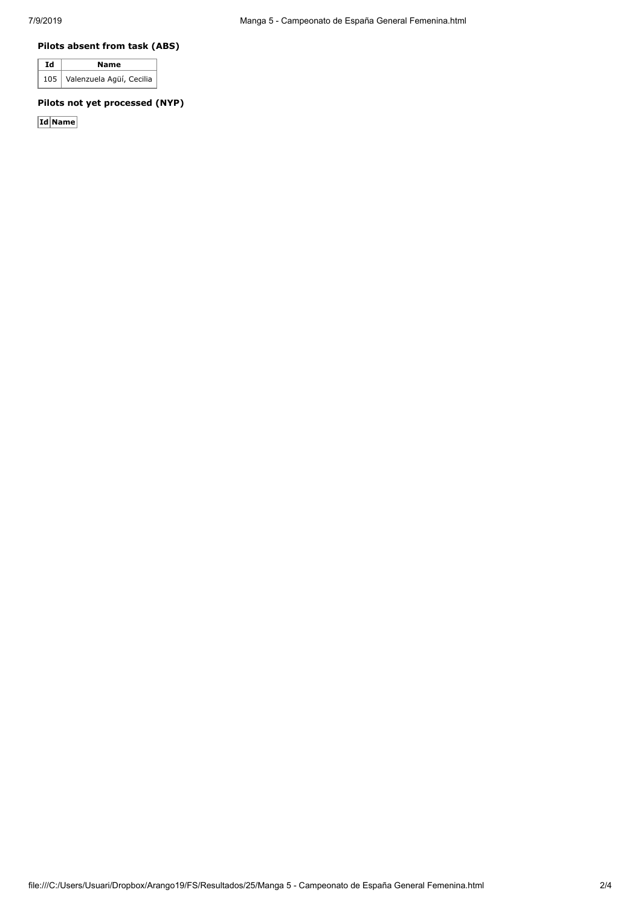### Pilots absent from task (ABS)

| Id | Name |
| --- | --- |
| 105 | Valenzuela Agüí, Cecilia |

### Pilots not yet processed (NYP)

| Id | Name |
| --- | --- |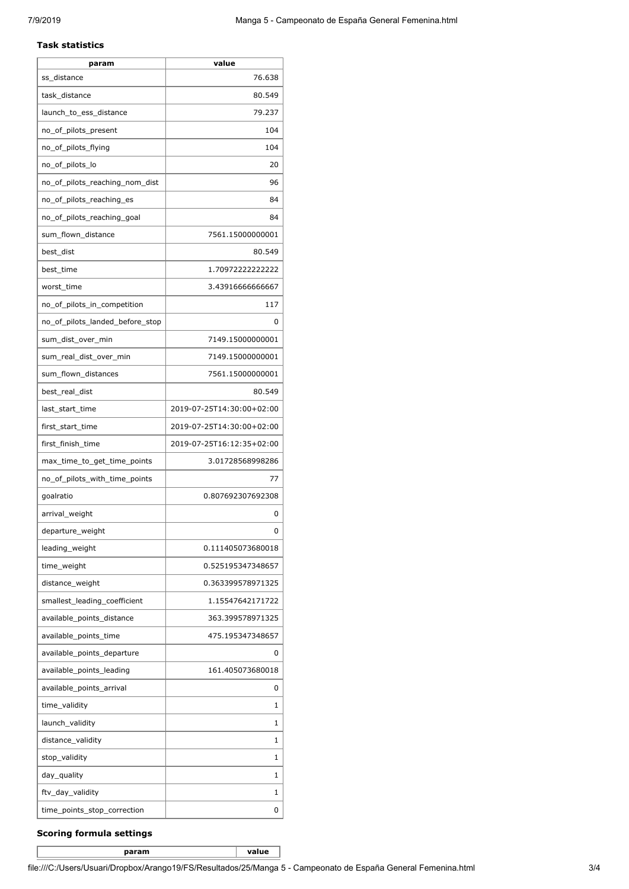### Task statistics

| param | value |
| --- | --- |
| ss_distance | 76.638 |
| task_distance | 80.549 |
| launch_to_ess_distance | 79.237 |
| no_of_pilots_present | 104 |
| no_of_pilots_flying | 104 |
| no_of_pilots_lo | 20 |
| no_of_pilots_reaching_nom_dist | 96 |
| no_of_pilots_reaching_es | 84 |
| no_of_pilots_reaching_goal | 84 |
| sum_flown_distance | 7561.15000000001 |
| best_dist | 80.549 |
| best_time | 1.70972222222222 |
| worst_time | 3.43916666666667 |
| no_of_pilots_in_competition | 117 |
| no_of_pilots_landed_before_stop | 0 |
| sum_dist_over_min | 7149.15000000001 |
| sum_real_dist_over_min | 7149.15000000001 |
| sum_flown_distances | 7561.15000000001 |
| best_real_dist | 80.549 |
| last_start_time | 2019-07-25T14:30:00+02:00 |
| first_start_time | 2019-07-25T14:30:00+02:00 |
| first_finish_time | 2019-07-25T16:12:35+02:00 |
| max_time_to_get_time_points | 3.01728568998286 |
| no_of_pilots_with_time_points | 77 |
| goalratio | 0.807692307692308 |
| arrival_weight | 0 |
| departure_weight | 0 |
| leading_weight | 0.111405073680018 |
| time_weight | 0.525195347348657 |
| distance_weight | 0.363399578971325 |
| smallest_leading_coefficient | 1.15547642171722 |
| available_points_distance | 363.399578971325 |
| available_points_time | 475.195347348657 |
| available_points_departure | 0 |
| available_points_leading | 161.405073680018 |
| available_points_arrival | 0 |
| time_validity | 1 |
| launch_validity | 1 |
| distance_validity | 1 |
| stop_validity | 1 |
| day_quality | 1 |
| ftv_day_validity | 1 |
| time_points_stop_correction | 0 |

### Scoring formula settings

| param | value |
| --- | --- |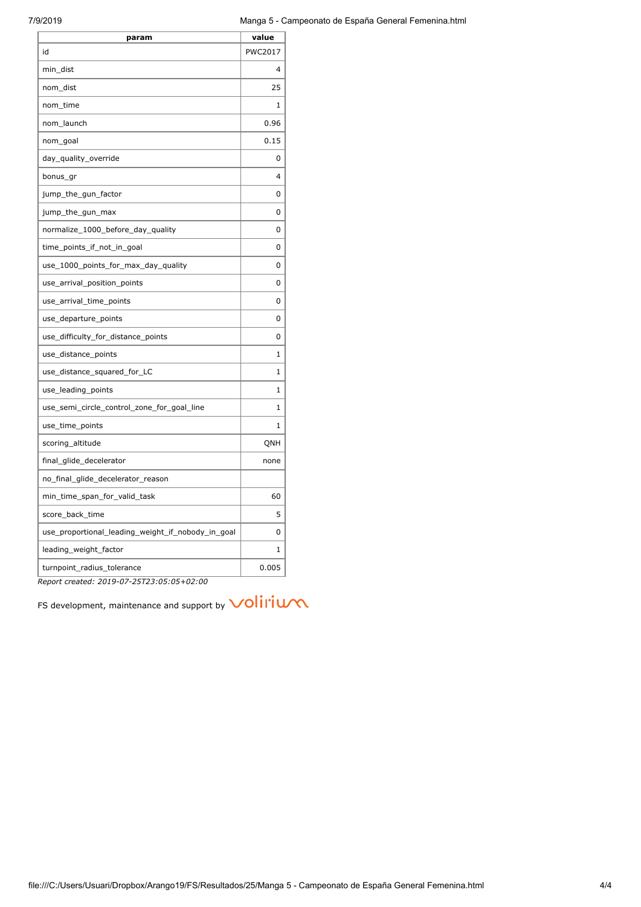| param | value |
| --- | --- |
| id | PWC2017 |
| min_dist | 4 |
| nom_dist | 25 |
| nom_time | 1 |
| nom_launch | 0.96 |
| nom_goal | 0.15 |
| day_quality_override | 0 |
| bonus_gr | 4 |
| jump_the_gun_factor | 0 |
| jump_the_gun_max | 0 |
| normalize_1000_before_day_quality | 0 |
| time_points_if_not_in_goal | 0 |
| use_1000_points_for_max_day_quality | 0 |
| use_arrival_position_points | 0 |
| use_arrival_time_points | 0 |
| use_departure_points | 0 |
| use_difficulty_for_distance_points | 0 |
| use_distance_points | 1 |
| use_distance_squared_for_LC | 1 |
| use_leading_points | 1 |
| use_semi_circle_control_zone_for_goal_line | 1 |
| use_time_points | 1 |
| scoring_altitude | QNH |
| final_glide_decelerator | none |
| no_final_glide_decelerator_reason | |
| min_time_span_for_valid_task | 60 |
| score_back_time | 5 |
| use_proportional_leading_weight_if_nobody_in_goal | 0 |
| leading_weight_factor | 1 |
| turnpoint_radius_tolerance | 0.005 |

*Report created: 2019-07-25T23:05:05+02:00*

FS development, maintenance and support by volirium